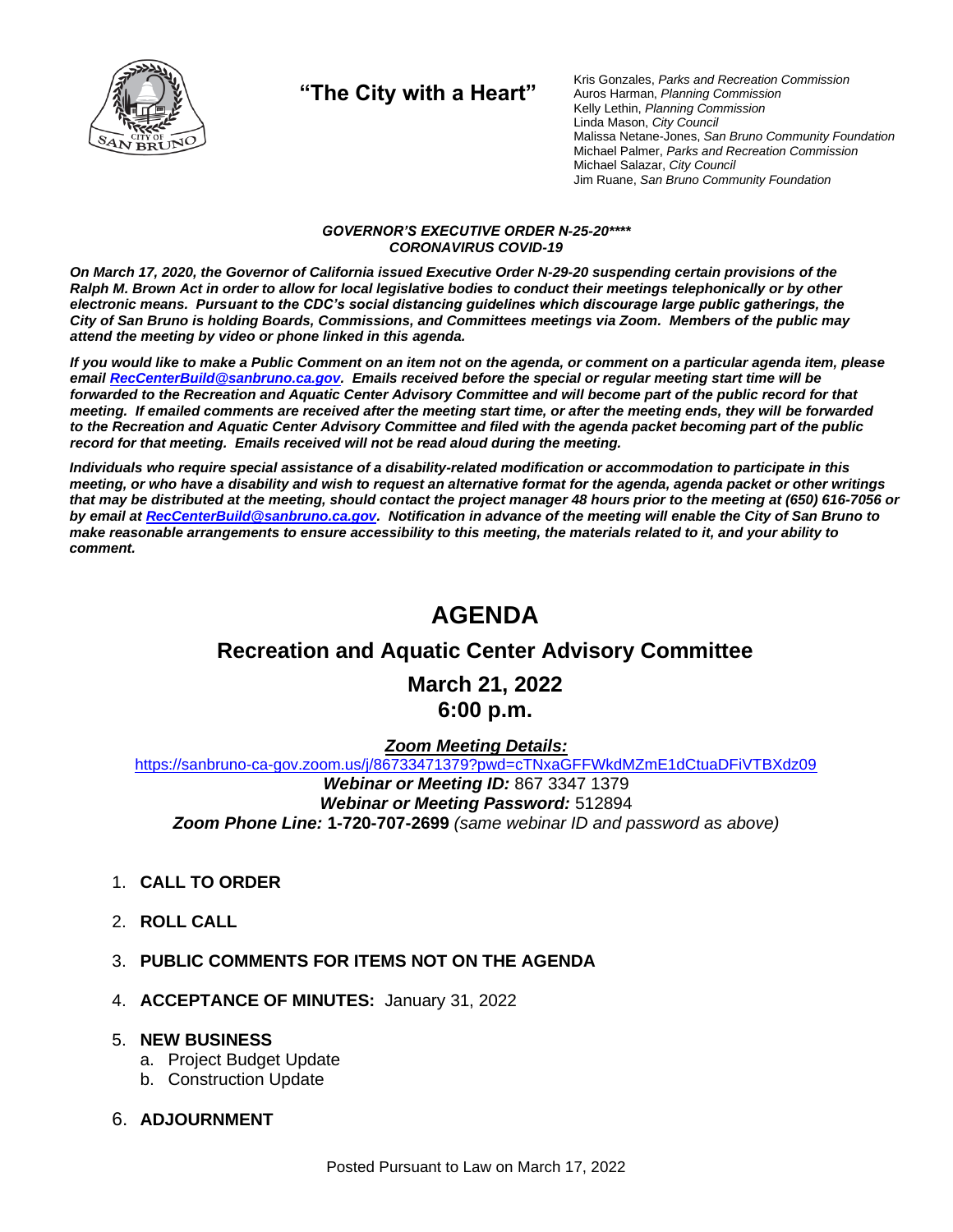## "The City with a Heart"

Kris Gonzales, *Parks and Recreation Commission*
Auros Harman, *Planning Commission*
Kelly Lethin, *Planning Commission*
Linda Mason, *City Council*
Malissa Netane-Jones, *San Bruno Community Foundation*
Michael Palmer, *Parks and Recreation Commission*
Michael Salazar, *City Council*
Jim Ruane, *San Bruno Community Foundation*

***GOVERNOR'S EXECUTIVE ORDER N-25-20\*\*\*\****
***CORONAVIRUS COVID-19***

***On March 17, 2020, the Governor of California issued Executive Order N-29-20 suspending certain provisions of the Ralph M. Brown Act in order to allow for local legislative bodies to conduct their meetings telephonically or by other electronic means. Pursuant to the CDC's social distancing guidelines which discourage large public gatherings, the City of San Bruno is holding Boards, Commissions, and Committees meetings via Zoom. Members of the public may attend the meeting by video or phone linked in this agenda.***

***If you would like to make a Public Comment on an item not on the agenda, or comment on a particular agenda item, please email RecCenterBuild@sanbruno.ca.gov. Emails received before the special or regular meeting start time will be forwarded to the Recreation and Aquatic Center Advisory Committee and will become part of the public record for that meeting. If emailed comments are received after the meeting start time, or after the meeting ends, they will be forwarded to the Recreation and Aquatic Center Advisory Committee and filed with the agenda packet becoming part of the public record for that meeting. Emails received will not be read aloud during the meeting.***

***Individuals who require special assistance of a disability-related modification or accommodation to participate in this meeting, or who have a disability and wish to request an alternative format for the agenda, agenda packet or other writings that may be distributed at the meeting, should contact the project manager 48 hours prior to the meeting at (650) 616-7056 or by email at RecCenterBuild@sanbruno.ca.gov. Notification in advance of the meeting will enable the City of San Bruno to make reasonable arrangements to ensure accessibility to this meeting, the materials related to it, and your ability to comment.***

# AGENDA

## Recreation and Aquatic Center Advisory Committee

## March 21, 2022
## 6:00 p.m.

***Zoom Meeting Details:***
https://sanbruno-ca-gov.zoom.us/j/86733471379?pwd=cTNxaGFFWkdMZmE1dCtuaDFiVTBXdz09
***Webinar or Meeting ID:*** 867 3347 1379
***Webinar or Meeting Password:*** 512894
***Zoom Phone Line:*** **1-720-707-2699** *(same webinar ID and password as above)*

1. **CALL TO ORDER**

2. **ROLL CALL**

3. **PUBLIC COMMENTS FOR ITEMS NOT ON THE AGENDA**

4. **ACCEPTANCE OF MINUTES:** January 31, 2022

5. **NEW BUSINESS**
   a. Project Budget Update
   b. Construction Update

6. **ADJOURNMENT**

Posted Pursuant to Law on March 17, 2022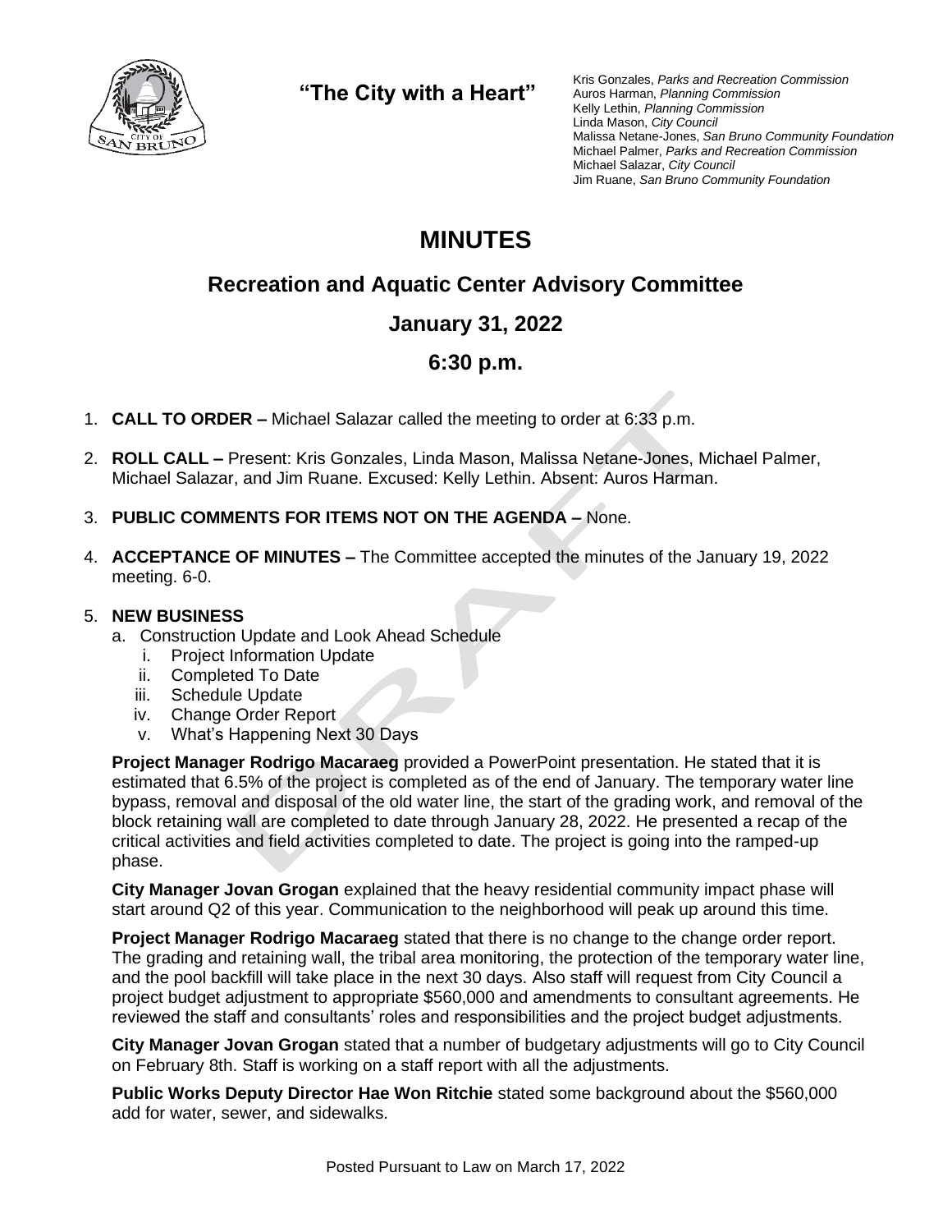"The City with a Heart"

Kris Gonzales, *Parks and Recreation Commission*
Auros Harman, *Planning Commission*
Kelly Lethin, *Planning Commission*
Linda Mason, *City Council*
Malissa Netane-Jones, *San Bruno Community Foundation*
Michael Palmer, *Parks and Recreation Commission*
Michael Salazar, *City Council*
Jim Ruane, *San Bruno Community Foundation*

# MINUTES

## Recreation and Aquatic Center Advisory Committee

## January 31, 2022

## 6:30 p.m.

1. **CALL TO ORDER –** Michael Salazar called the meeting to order at 6:33 p.m.

2. **ROLL CALL –** Present: Kris Gonzales, Linda Mason, Malissa Netane-Jones, Michael Palmer, Michael Salazar, and Jim Ruane. Excused: Kelly Lethin. Absent: Auros Harman.

3. **PUBLIC COMMENTS FOR ITEMS NOT ON THE AGENDA –** None.

4. **ACCEPTANCE OF MINUTES –** The Committee accepted the minutes of the January 19, 2022 meeting. 6-0.

5. **NEW BUSINESS**
   a. Construction Update and Look Ahead Schedule
      i. Project Information Update
      ii. Completed To Date
      iii. Schedule Update
      iv. Change Order Report
      v. What's Happening Next 30 Days

   **Project Manager Rodrigo Macaraeg** provided a PowerPoint presentation. He stated that it is estimated that 6.5% of the project is completed as of the end of January. The temporary water line bypass, removal and disposal of the old water line, the start of the grading work, and removal of the block retaining wall are completed to date through January 28, 2022. He presented a recap of the critical activities and field activities completed to date. The project is going into the ramped-up phase.

   **City Manager Jovan Grogan** explained that the heavy residential community impact phase will start around Q2 of this year. Communication to the neighborhood will peak up around this time.

   **Project Manager Rodrigo Macaraeg** stated that there is no change to the change order report. The grading and retaining wall, the tribal area monitoring, the protection of the temporary water line, and the pool backfill will take place in the next 30 days. Also staff will request from City Council a project budget adjustment to appropriate $560,000 and amendments to consultant agreements. He reviewed the staff and consultants' roles and responsibilities and the project budget adjustments.

   **City Manager Jovan Grogan** stated that a number of budgetary adjustments will go to City Council on February 8th. Staff is working on a staff report with all the adjustments.

   **Public Works Deputy Director Hae Won Ritchie** stated some background about the $560,000 add for water, sewer, and sidewalks.

Posted Pursuant to Law on March 17, 2022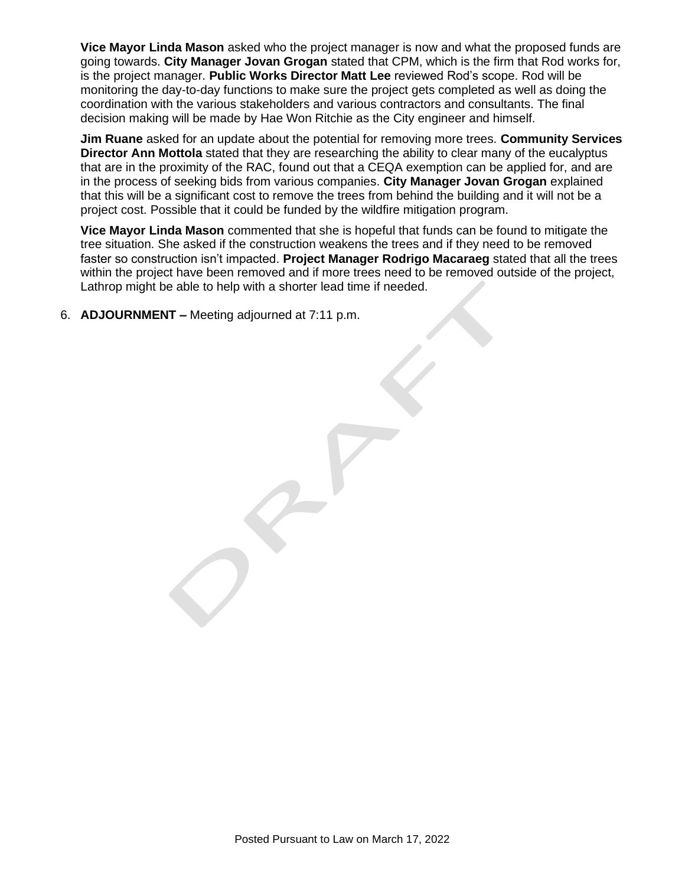**Vice Mayor Linda Mason** asked who the project manager is now and what the proposed funds are going towards. **City Manager Jovan Grogan** stated that CPM, which is the firm that Rod works for, is the project manager. **Public Works Director Matt Lee** reviewed Rod's scope. Rod will be monitoring the day-to-day functions to make sure the project gets completed as well as doing the coordination with the various stakeholders and various contractors and consultants. The final decision making will be made by Hae Won Ritchie as the City engineer and himself.

**Jim Ruane** asked for an update about the potential for removing more trees. **Community Services Director Ann Mottola** stated that they are researching the ability to clear many of the eucalyptus that are in the proximity of the RAC, found out that a CEQA exemption can be applied for, and are in the process of seeking bids from various companies. **City Manager Jovan Grogan** explained that this will be a significant cost to remove the trees from behind the building and it will not be a project cost. Possible that it could be funded by the wildfire mitigation program.

**Vice Mayor Linda Mason** commented that she is hopeful that funds can be found to mitigate the tree situation. She asked if the construction weakens the trees and if they need to be removed faster so construction isn't impacted. **Project Manager Rodrigo Macaraeg** stated that all the trees within the project have been removed and if more trees need to be removed outside of the project, Lathrop might be able to help with a shorter lead time if needed.

6. **ADJOURNMENT –** Meeting adjourned at 7:11 p.m.

DRAFT

Posted Pursuant to Law on March 17, 2022